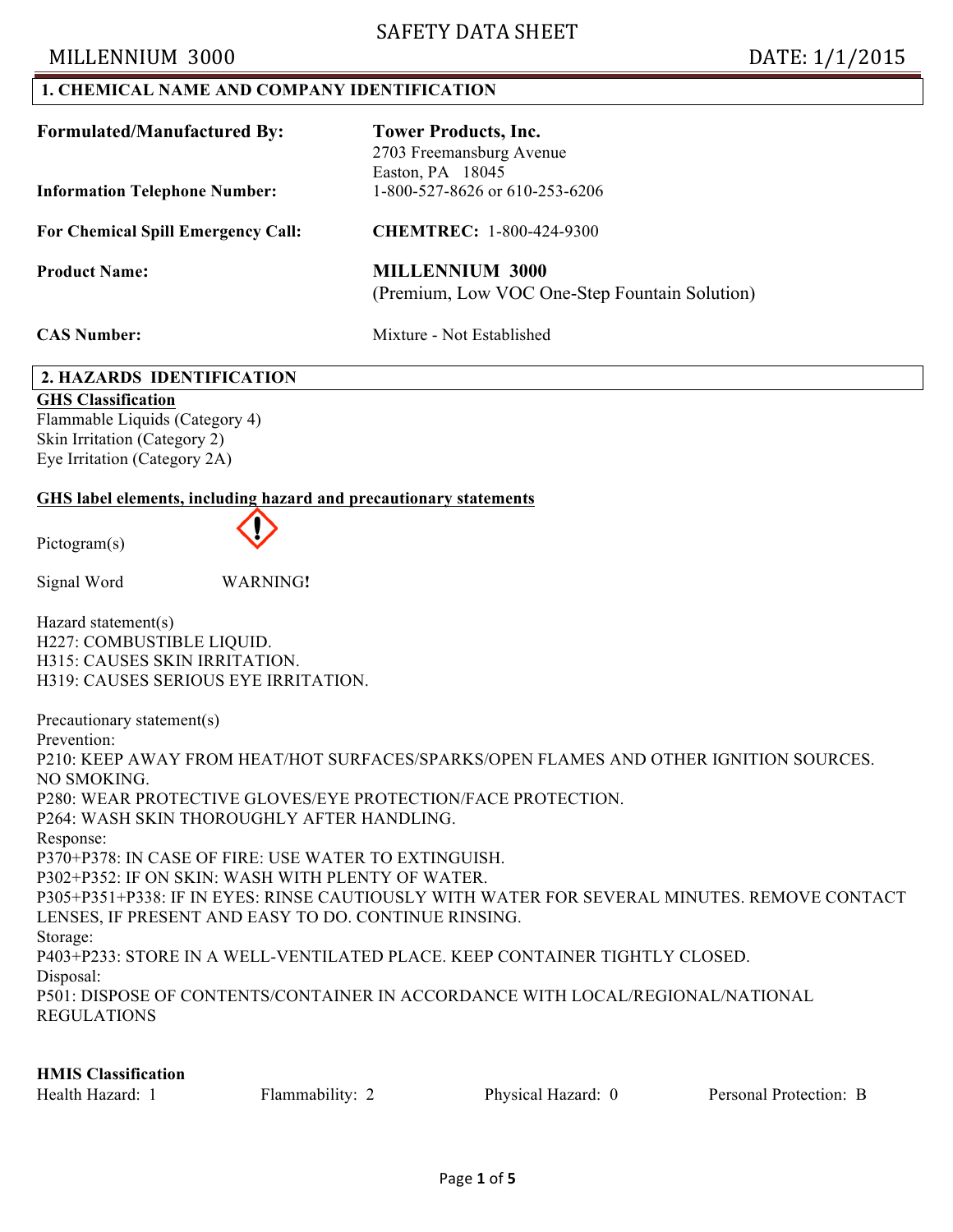# SAFETY DATA SHEET

MILLENNIUM 3000 DATE: 1/1/2015

## 1. CHEMICAL NAME AND COMPANY IDENTIFICATION

| | |
|---|---|
| **Formulated/Manufactured By:** | **Tower Products, Inc.**<br>2703 Freemansburg Avenue<br>Easton, PA 18045 |
| **Information Telephone Number:** | 1-800-527-8626 or 610-253-6206 |
| **For Chemical Spill Emergency Call:** | **CHEMTREC:** 1-800-424-9300 |
| **Product Name:** | **MILLENNIUM 3000**<br>(Premium, Low VOC One-Step Fountain Solution) |
| **CAS Number:** | Mixture - Not Established |

## 2. HAZARDS IDENTIFICATION

**GHS Classification**

Flammable Liquids (Category 4)
Skin Irritation (Category 2)
Eye Irritation (Category 2A)

**GHS label elements, including hazard and precautionary statements**

Pictogram(s)

Signal Word WARNING**!**

Hazard statement(s)
H227: COMBUSTIBLE LIQUID.
H315: CAUSES SKIN IRRITATION.
H319: CAUSES SERIOUS EYE IRRITATION.

Precautionary statement(s)

Prevention:
P210: KEEP AWAY FROM HEAT/HOT SURFACES/SPARKS/OPEN FLAMES AND OTHER IGNITION SOURCES. NO SMOKING.
P280: WEAR PROTECTIVE GLOVES/EYE PROTECTION/FACE PROTECTION.
P264: WASH SKIN THOROUGHLY AFTER HANDLING.

Response:
P370+P378: IN CASE OF FIRE: USE WATER TO EXTINGUISH.
P302+P352: IF ON SKIN: WASH WITH PLENTY OF WATER.
P305+P351+P338: IF IN EYES: RINSE CAUTIOUSLY WITH WATER FOR SEVERAL MINUTES. REMOVE CONTACT LENSES, IF PRESENT AND EASY TO DO. CONTINUE RINSING.

Storage:
P403+P233: STORE IN A WELL-VENTILATED PLACE. KEEP CONTAINER TIGHTLY CLOSED.

Disposal:
P501: DISPOSE OF CONTENTS/CONTAINER IN ACCORDANCE WITH LOCAL/REGIONAL/NATIONAL REGULATIONS

**HMIS Classification**

| Health Hazard: 1 | Flammability: 2 | Physical Hazard: 0 | Personal Protection: B |
|---|---|---|---|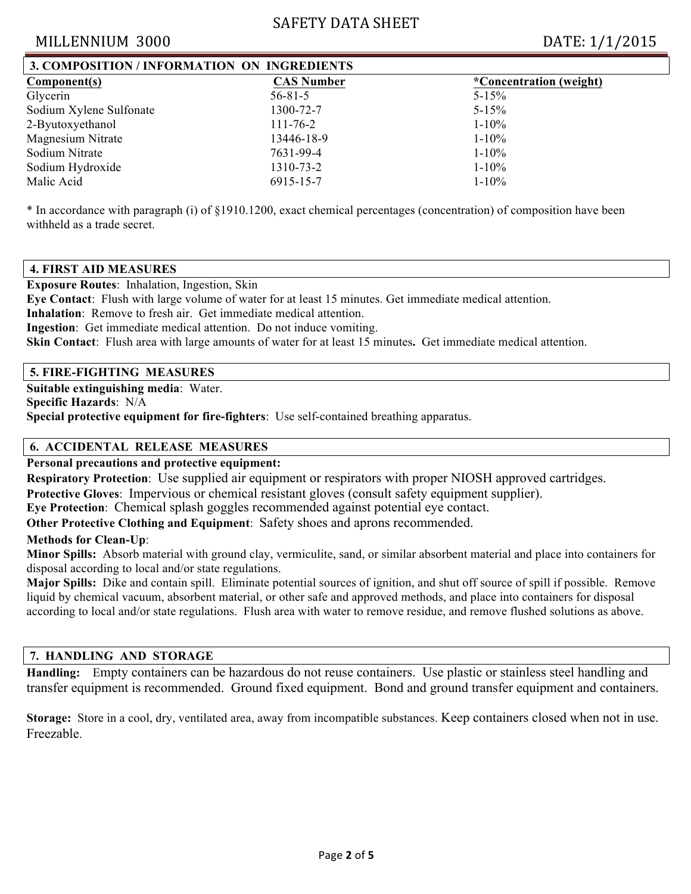## 3. COMPOSITION / INFORMATION ON INGREDIENTS

| Component(s) | CAS Number | *Concentration (weight) |
|---|---|---|
| Glycerin | 56-81-5 | 5-15% |
| Sodium Xylene Sulfonate | 1300-72-7 | 5-15% |
| 2-Byutoxyethanol | 111-76-2 | 1-10% |
| Magnesium Nitrate | 13446-18-9 | 1-10% |
| Sodium Nitrate | 7631-99-4 | 1-10% |
| Sodium Hydroxide | 1310-73-2 | 1-10% |
| Malic Acid | 6915-15-7 | 1-10% |

* In accordance with paragraph (i) of §1910.1200, exact chemical percentages (concentration) of composition have been withheld as a trade secret.

## 4. FIRST AID MEASURES

**Exposure Routes**: Inhalation, Ingestion, Skin

**Eye Contact**: Flush with large volume of water for at least 15 minutes. Get immediate medical attention.

**Inhalation**: Remove to fresh air. Get immediate medical attention.

**Ingestion**: Get immediate medical attention. Do not induce vomiting.

**Skin Contact**: Flush area with large amounts of water for at least 15 minutes**.** Get immediate medical attention.

## 5. FIRE-FIGHTING MEASURES

**Suitable extinguishing media**: Water.

**Specific Hazards**: N/A

**Special protective equipment for fire-fighters**: Use self-contained breathing apparatus.

## 6. ACCIDENTAL RELEASE MEASURES

**Personal precautions and protective equipment:**

**Respiratory Protection**: Use supplied air equipment or respirators with proper NIOSH approved cartridges.

**Protective Gloves**: Impervious or chemical resistant gloves (consult safety equipment supplier).

**Eye Protection**: Chemical splash goggles recommended against potential eye contact.

**Other Protective Clothing and Equipment**: Safety shoes and aprons recommended.

**Methods for Clean-Up**:

**Minor Spills:** Absorb material with ground clay, vermiculite, sand, or similar absorbent material and place into containers for disposal according to local and/or state regulations.

**Major Spills:** Dike and contain spill. Eliminate potential sources of ignition, and shut off source of spill if possible. Remove liquid by chemical vacuum, absorbent material, or other safe and approved methods, and place into containers for disposal according to local and/or state regulations. Flush area with water to remove residue, and remove flushed solutions as above.

## 7. HANDLING AND STORAGE

**Handling:** Empty containers can be hazardous do not reuse containers. Use plastic or stainless steel handling and transfer equipment is recommended. Ground fixed equipment. Bond and ground transfer equipment and containers.

**Storage:** Store in a cool, dry, ventilated area, away from incompatible substances. Keep containers closed when not in use. Freezable.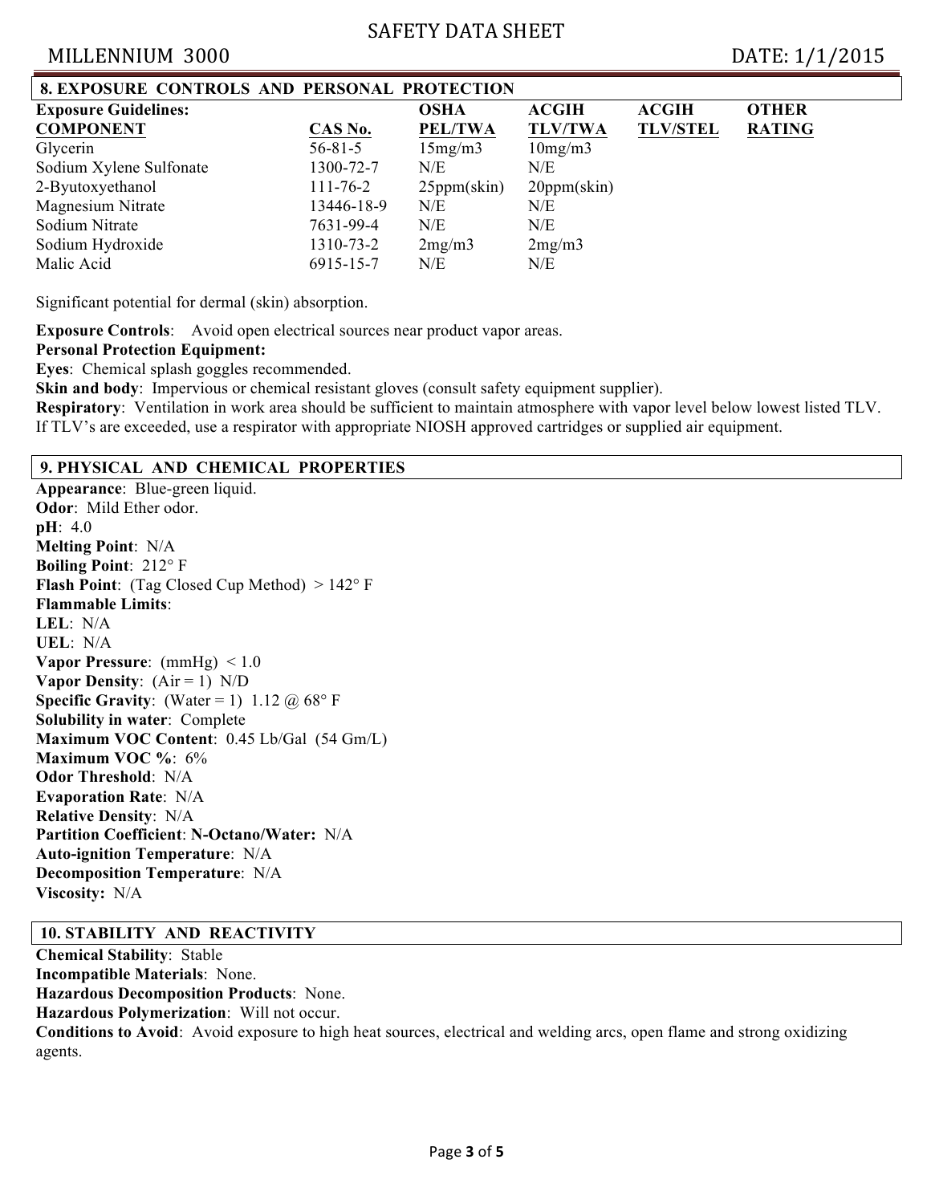## 8. EXPOSURE CONTROLS AND PERSONAL PROTECTION

**Exposure Guidelines:**

| COMPONENT | CAS No. | OSHA PEL/TWA | ACGIH TLV/TWA | ACGIH TLV/STEL | OTHER RATING |
|---|---|---|---|---|---|
| Glycerin | 56-81-5 | 15mg/m3 | 10mg/m3 | | |
| Sodium Xylene Sulfonate | 1300-72-7 | N/E | N/E | | |
| 2-Byutoxyethanol | 111-76-2 | 25ppm(skin) | 20ppm(skin) | | |
| Magnesium Nitrate | 13446-18-9 | N/E | N/E | | |
| Sodium Nitrate | 7631-99-4 | N/E | N/E | | |
| Sodium Hydroxide | 1310-73-2 | 2mg/m3 | 2mg/m3 | | |
| Malic Acid | 6915-15-7 | N/E | N/E | | |

Significant potential for dermal (skin) absorption.

**Exposure Controls**: Avoid open electrical sources near product vapor areas.

**Personal Protection Equipment:**

**Eyes**: Chemical splash goggles recommended.

**Skin and body**: Impervious or chemical resistant gloves (consult safety equipment supplier).

**Respiratory**: Ventilation in work area should be sufficient to maintain atmosphere with vapor level below lowest listed TLV. If TLV's are exceeded, use a respirator with appropriate NIOSH approved cartridges or supplied air equipment.

## 9. PHYSICAL AND CHEMICAL PROPERTIES

**Appearance**: Blue-green liquid.
**Odor**: Mild Ether odor.
**pH**: 4.0
**Melting Point**: N/A
**Boiling Point**: 212° F
**Flash Point**: (Tag Closed Cup Method) > 142° F
**Flammable Limits**:
**LEL**: N/A
**UEL**: N/A
**Vapor Pressure**: (mmHg) < 1.0
**Vapor Density**: (Air = 1) N/D
**Specific Gravity**: (Water = 1) 1.12 @ 68° F
**Solubility in water**: Complete
**Maximum VOC Content**: 0.45 Lb/Gal (54 Gm/L)
**Maximum VOC %**: 6%
**Odor Threshold**: N/A
**Evaporation Rate**: N/A
**Relative Density**: N/A
**Partition Coefficient**: **N-Octano/Water:** N/A
**Auto-ignition Temperature**: N/A
**Decomposition Temperature**: N/A
**Viscosity:** N/A

## 10. STABILITY AND REACTIVITY

**Chemical Stability**: Stable
**Incompatible Materials**: None.
**Hazardous Decomposition Products**: None.
**Hazardous Polymerization**: Will not occur.
**Conditions to Avoid**: Avoid exposure to high heat sources, electrical and welding arcs, open flame and strong oxidizing agents.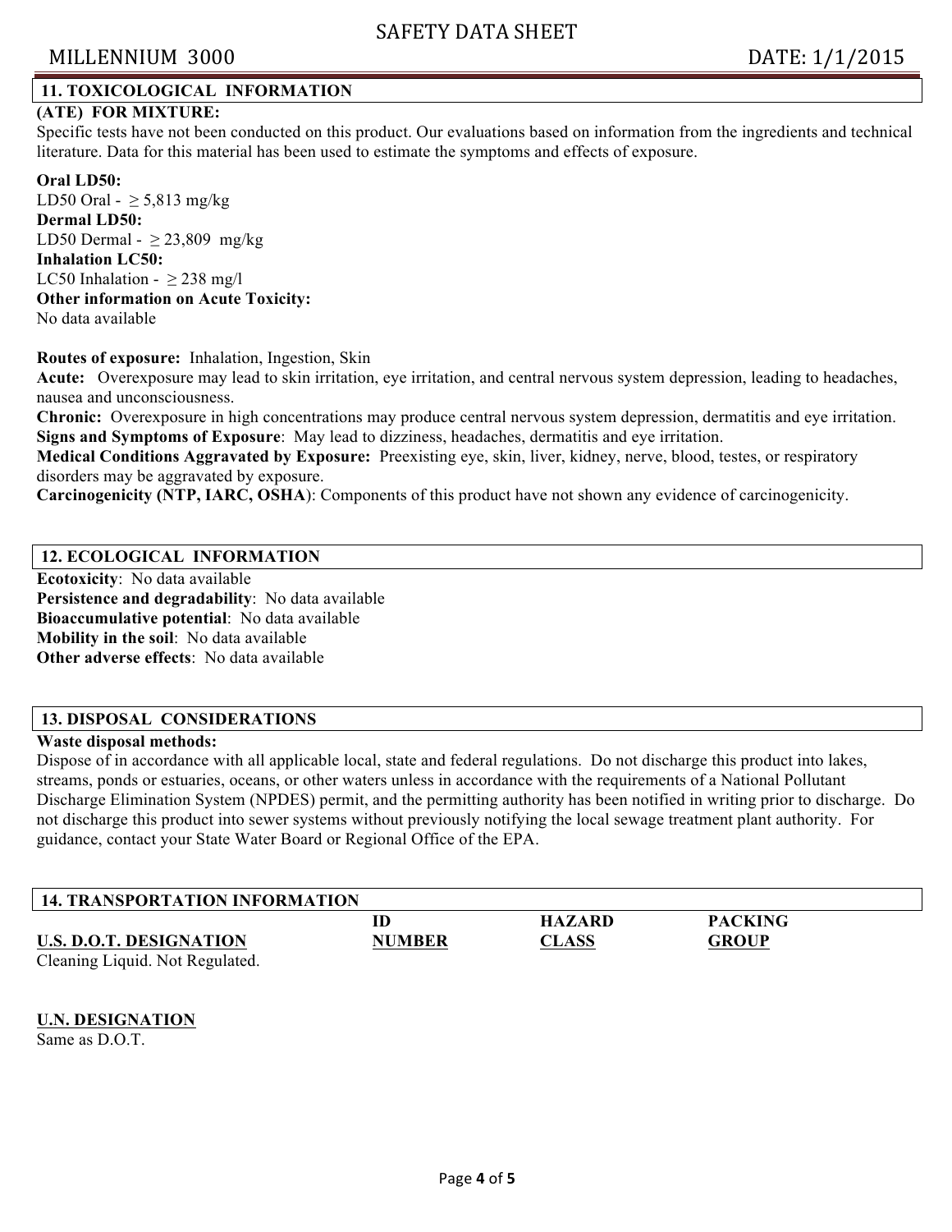## 11. TOXICOLOGICAL INFORMATION

**(ATE) FOR MIXTURE:**

Specific tests have not been conducted on this product. Our evaluations based on information from the ingredients and technical literature. Data for this material has been used to estimate the symptoms and effects of exposure.

**Oral LD50:**
LD50 Oral - ≥ 5,813 mg/kg
**Dermal LD50:**
LD50 Dermal - ≥ 23,809 mg/kg
**Inhalation LC50:**
LC50 Inhalation - ≥ 238 mg/l
**Other information on Acute Toxicity:**
No data available

**Routes of exposure:** Inhalation, Ingestion, Skin
**Acute:** Overexposure may lead to skin irritation, eye irritation, and central nervous system depression, leading to headaches, nausea and unconsciousness.
**Chronic:** Overexposure in high concentrations may produce central nervous system depression, dermatitis and eye irritation.
**Signs and Symptoms of Exposure**: May lead to dizziness, headaches, dermatitis and eye irritation.
**Medical Conditions Aggravated by Exposure:** Preexisting eye, skin, liver, kidney, nerve, blood, testes, or respiratory disorders may be aggravated by exposure.
**Carcinogenicity (NTP, IARC, OSHA)**: Components of this product have not shown any evidence of carcinogenicity.

## 12. ECOLOGICAL INFORMATION

**Ecotoxicity**: No data available
**Persistence and degradability**: No data available
**Bioaccumulative potential**: No data available
**Mobility in the soil**: No data available
**Other adverse effects**: No data available

## 13. DISPOSAL CONSIDERATIONS

**Waste disposal methods:**

Dispose of in accordance with all applicable local, state and federal regulations. Do not discharge this product into lakes, streams, ponds or estuaries, oceans, or other waters unless in accordance with the requirements of a National Pollutant Discharge Elimination System (NPDES) permit, and the permitting authority has been notified in writing prior to discharge. Do not discharge this product into sewer systems without previously notifying the local sewage treatment plant authority. For guidance, contact your State Water Board or Regional Office of the EPA.

## 14. TRANSPORTATION INFORMATION

| U.S. D.O.T. DESIGNATION | ID NUMBER | HAZARD CLASS | PACKING GROUP |
|---|---|---|---|
| Cleaning Liquid. Not Regulated. | | | |

**U.N. DESIGNATION**
Same as D.O.T.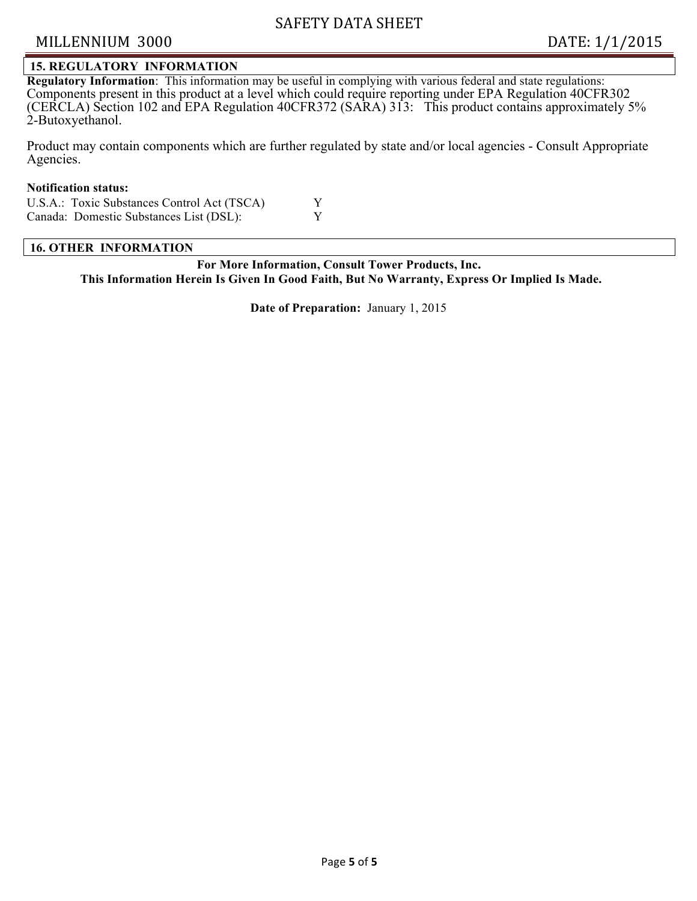## 15. REGULATORY INFORMATION

**Regulatory Information**: This information may be useful in complying with various federal and state regulations: Components present in this product at a level which could require reporting under EPA Regulation 40CFR302 (CERCLA) Section 102 and EPA Regulation 40CFR372 (SARA) 313: This product contains approximately 5% 2-Butoxyethanol.

Product may contain components which are further regulated by state and/or local agencies - Consult Appropriate Agencies.

**Notification status:**

| | |
|---|---|
| U.S.A.: Toxic Substances Control Act (TSCA) | Y |
| Canada: Domestic Substances List (DSL): | Y |

## 16. OTHER INFORMATION

**For More Information, Consult Tower Products, Inc.**

**This Information Herein Is Given In Good Faith, But No Warranty, Express Or Implied Is Made.**

**Date of Preparation:** January 1, 2015